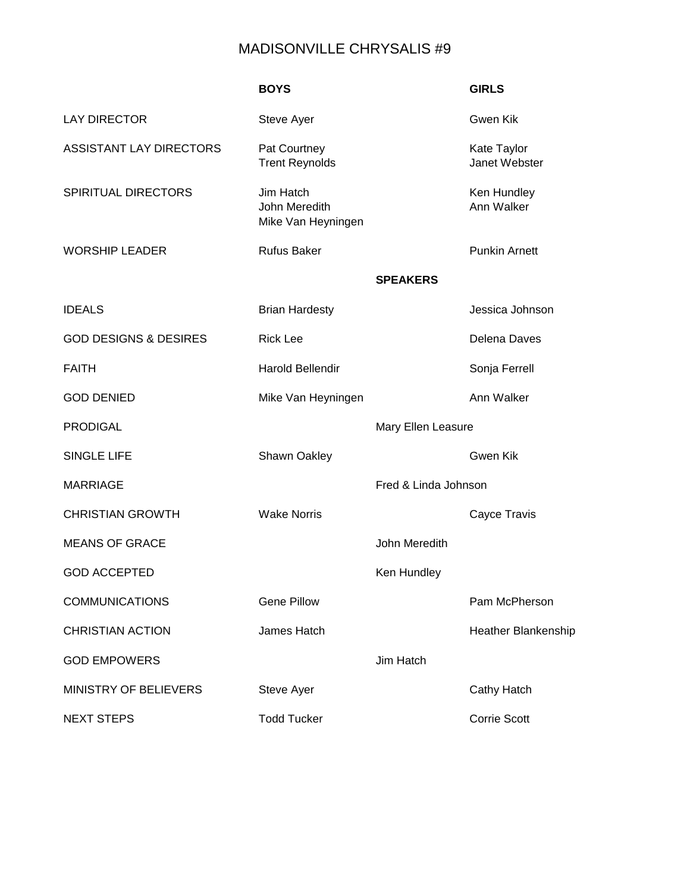# MADISONVILLE CHRYSALIS #9

| | BOYS | | GIRLS |
|---|---|---|---|
| LAY DIRECTOR | Steve Ayer | | Gwen Kik |
| ASSISTANT LAY DIRECTORS | Pat Courtney<br>Trent Reynolds | | Kate Taylor<br>Janet Webster |
| SPIRITUAL DIRECTORS | Jim Hatch<br>John Meredith<br>Mike Van Heyningen | | Ken Hundley<br>Ann Walker |
| WORSHIP LEADER | Rufus Baker | | Punkin Arnett |
| | | **SPEAKERS** | |
| IDEALS | Brian Hardesty | | Jessica Johnson |
| GOD DESIGNS & DESIRES | Rick Lee | | Delena Daves |
| FAITH | Harold Bellendir | | Sonja Ferrell |
| GOD DENIED | Mike Van Heyningen | | Ann Walker |
| PRODIGAL | | Mary Ellen Leasure | |
| SINGLE LIFE | Shawn Oakley | | Gwen Kik |
| MARRIAGE | | Fred & Linda Johnson | |
| CHRISTIAN GROWTH | Wake Norris | | Cayce Travis |
| MEANS OF GRACE | | John Meredith | |
| GOD ACCEPTED | | Ken Hundley | |
| COMMUNICATIONS | Gene Pillow | | Pam McPherson |
| CHRISTIAN ACTION | James Hatch | | Heather Blankenship |
| GOD EMPOWERS | | Jim Hatch | |
| MINISTRY OF BELIEVERS | Steve Ayer | | Cathy Hatch |
| NEXT STEPS | Todd Tucker | | Corrie Scott |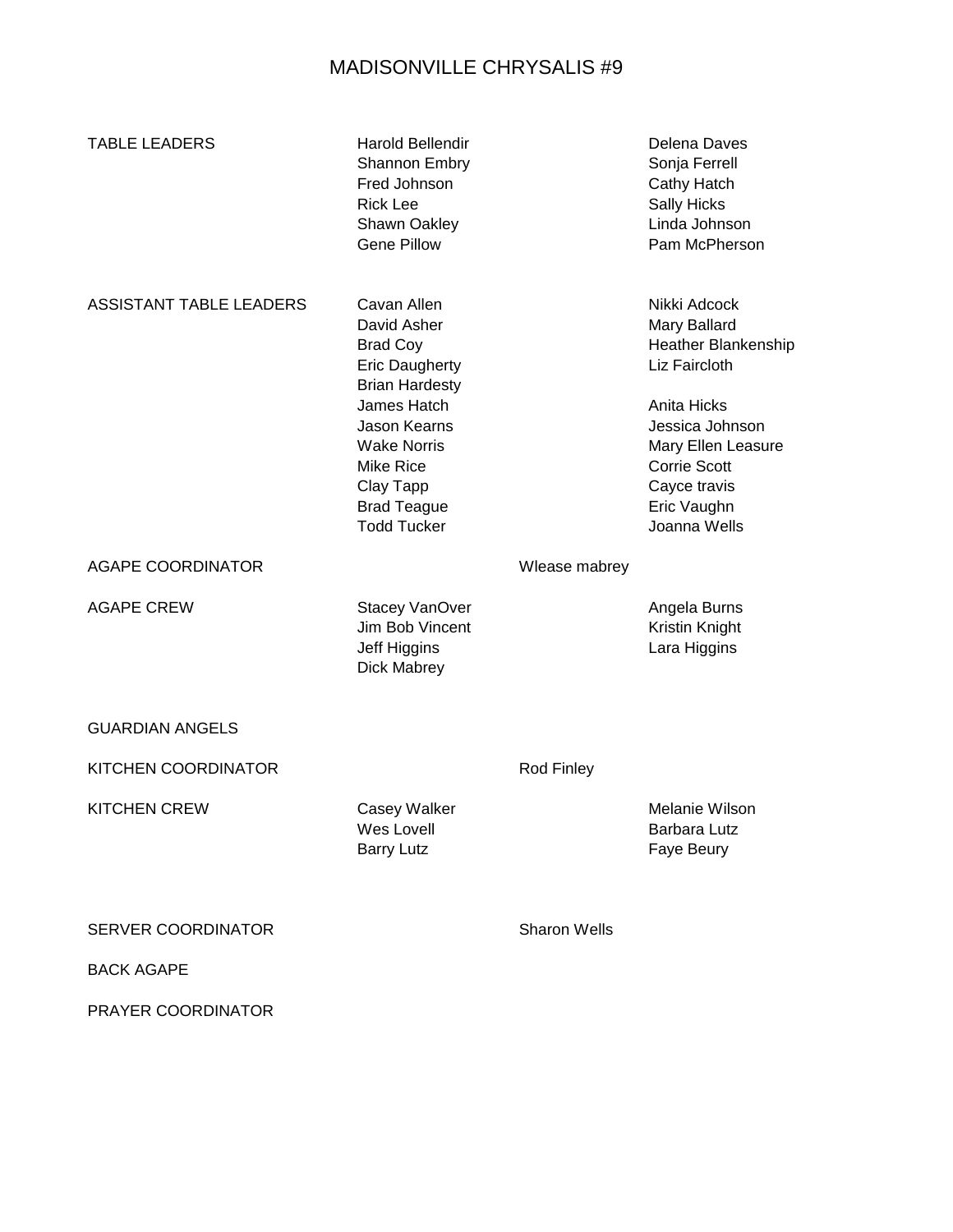# MADISONVILLE CHRYSALIS #9

| | | | |
|---|---|---|---|
| TABLE LEADERS | Harold Bellendir<br>Shannon Embry<br>Fred Johnson<br>Rick Lee<br>Shawn Oakley<br>Gene Pillow | | Delena Daves<br>Sonja Ferrell<br>Cathy Hatch<br>Sally Hicks<br>Linda Johnson<br>Pam McPherson |
| ASSISTANT TABLE LEADERS | Cavan Allen<br>David Asher<br>Brad Coy<br>Eric Daugherty<br>Brian Hardesty<br>James Hatch<br>Jason Kearns<br>Wake Norris<br>Mike Rice<br>Clay Tapp<br>Brad Teague<br>Todd Tucker | | Nikki Adcock<br>Mary Ballard<br>Heather Blankenship<br>Liz Faircloth<br><br>Anita Hicks<br>Jessica Johnson<br>Mary Ellen Leasure<br>Corrie Scott<br>Cayce travis<br>Eric Vaughn<br>Joanna Wells |
| AGAPE COORDINATOR | | Wlease mabrey | |
| AGAPE CREW | Stacey VanOver<br>Jim Bob Vincent<br>Jeff Higgins<br>Dick Mabrey | | Angela Burns<br>Kristin Knight<br>Lara Higgins |
| GUARDIAN ANGELS | | | |
| KITCHEN COORDINATOR | | Rod Finley | |
| KITCHEN CREW | Casey Walker<br>Wes Lovell<br>Barry Lutz | | Melanie Wilson<br>Barbara Lutz<br>Faye Beury |
| SERVER COORDINATOR | | Sharon Wells | |
| BACK AGAPE | | | |
| PRAYER COORDINATOR | | | |